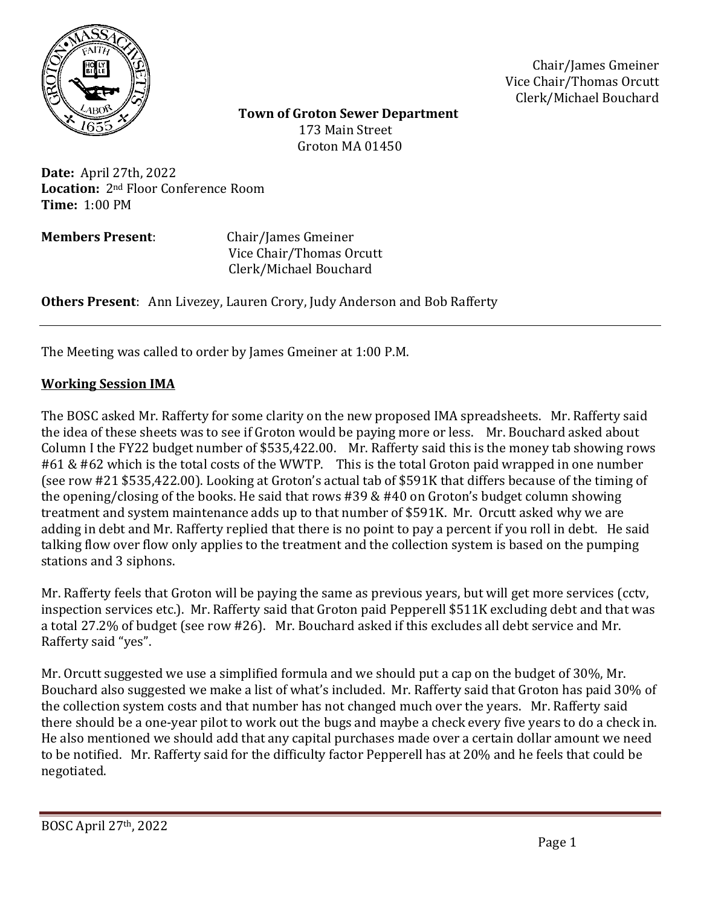Chair/James Gmeiner
Vice Chair/Thomas Orcutt
Clerk/Michael Bouchard

**Town of Groton Sewer Department**
173 Main Street
Groton MA 01450

**Date:** April 27th, 2022
**Location:** 2nd Floor Conference Room
**Time:** 1:00 PM

**Members Present**: Chair/James Gmeiner
Vice Chair/Thomas Orcutt
Clerk/Michael Bouchard

**Others Present**: Ann Livezey, Lauren Crory, Judy Anderson and Bob Rafferty

---

The Meeting was called to order by James Gmeiner at 1:00 P.M.

## Working Session IMA

The BOSC asked Mr. Rafferty for some clarity on the new proposed IMA spreadsheets. Mr. Rafferty said the idea of these sheets was to see if Groton would be paying more or less. Mr. Bouchard asked about Column I the FY22 budget number of $535,422.00. Mr. Rafferty said this is the money tab showing rows #61 & #62 which is the total costs of the WWTP. This is the total Groton paid wrapped in one number (see row #21 $535,422.00). Looking at Groton's actual tab of $591K that differs because of the timing of the opening/closing of the books. He said that rows #39 & #40 on Groton's budget column showing treatment and system maintenance adds up to that number of $591K. Mr. Orcutt asked why we are adding in debt and Mr. Rafferty replied that there is no point to pay a percent if you roll in debt. He said talking flow over flow only applies to the treatment and the collection system is based on the pumping stations and 3 siphons.

Mr. Rafferty feels that Groton will be paying the same as previous years, but will get more services (cctv, inspection services etc.). Mr. Rafferty said that Groton paid Pepperell $511K excluding debt and that was a total 27.2% of budget (see row #26). Mr. Bouchard asked if this excludes all debt service and Mr. Rafferty said "yes".

Mr. Orcutt suggested we use a simplified formula and we should put a cap on the budget of 30%, Mr. Bouchard also suggested we make a list of what's included. Mr. Rafferty said that Groton has paid 30% of the collection system costs and that number has not changed much over the years. Mr. Rafferty said there should be a one-year pilot to work out the bugs and maybe a check every five years to do a check in. He also mentioned we should add that any capital purchases made over a certain dollar amount we need to be notified. Mr. Rafferty said for the difficulty factor Pepperell has at 20% and he feels that could be negotiated.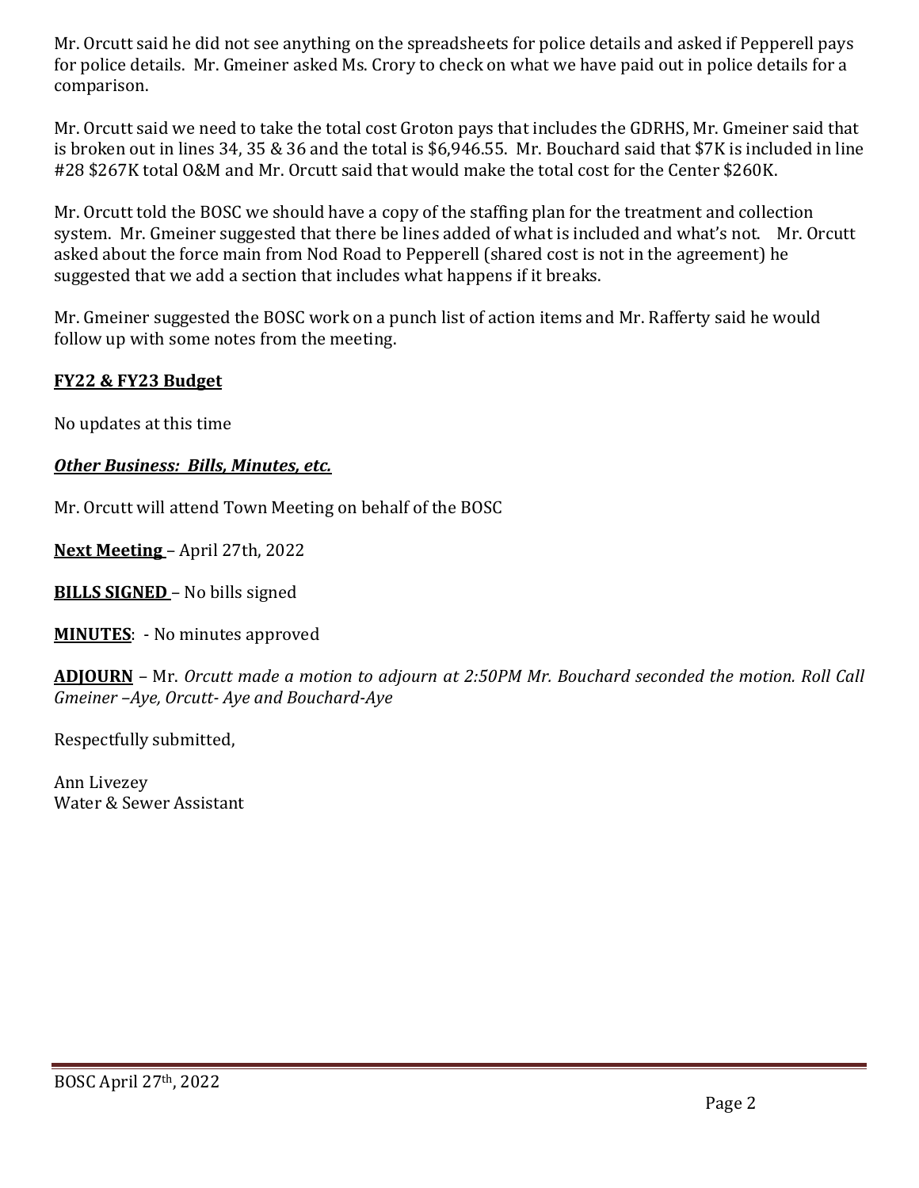Mr. Orcutt said he did not see anything on the spreadsheets for police details and asked if Pepperell pays for police details. Mr. Gmeiner asked Ms. Crory to check on what we have paid out in police details for a comparison.

Mr. Orcutt said we need to take the total cost Groton pays that includes the GDRHS, Mr. Gmeiner said that is broken out in lines 34, 35 & 36 and the total is $6,946.55. Mr. Bouchard said that $7K is included in line #28 $267K total O&M and Mr. Orcutt said that would make the total cost for the Center $260K.

Mr. Orcutt told the BOSC we should have a copy of the staffing plan for the treatment and collection system. Mr. Gmeiner suggested that there be lines added of what is included and what's not. Mr. Orcutt asked about the force main from Nod Road to Pepperell (shared cost is not in the agreement) he suggested that we add a section that includes what happens if it breaks.

Mr. Gmeiner suggested the BOSC work on a punch list of action items and Mr. Rafferty said he would follow up with some notes from the meeting.

**FY22 & FY23 Budget**

No updates at this time

***Other Business: Bills, Minutes, etc.***

Mr. Orcutt will attend Town Meeting on behalf of the BOSC

**Next Meeting** – April 27th, 2022

**BILLS SIGNED** – No bills signed

**MINUTES**: - No minutes approved

**ADJOURN** – Mr. *Orcutt made a motion to adjourn at 2:50PM Mr. Bouchard seconded the motion. Roll Call Gmeiner –Aye, Orcutt- Aye and Bouchard-Aye*

Respectfully submitted,

Ann Livezey
Water & Sewer Assistant